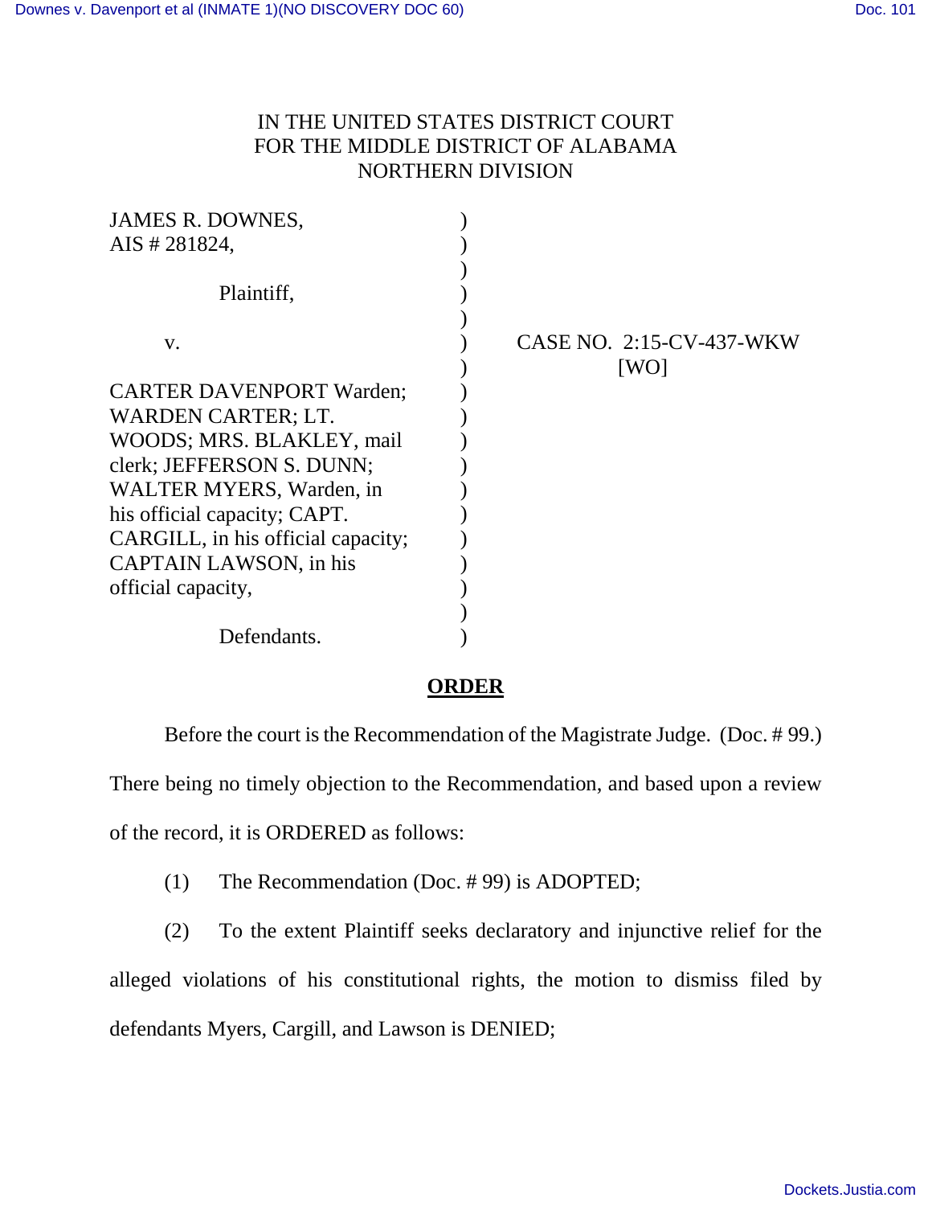IN THE UNITED STATES DISTRICT COURT
FOR THE MIDDLE DISTRICT OF ALABAMA
NORTHERN DIVISION

| | | |
|---|---|---|
| JAMES R. DOWNES,<br>AIS # 281824,<br><br>Plaintiff,<br><br>v.<br><br>CARTER DAVENPORT Warden; WARDEN CARTER; LT. WOODS; MRS. BLAKLEY, mail clerk; JEFFERSON S. DUNN; WALTER MYERS, Warden, in his official capacity; CAPT. CARGILL, in his official capacity; CAPTAIN LAWSON, in his official capacity,<br><br>Defendants. | ) | CASE NO. 2:15-CV-437-WKW<br>[WO] |

## ORDER

Before the court is the Recommendation of the Magistrate Judge. (Doc. # 99.) There being no timely objection to the Recommendation, and based upon a review of the record, it is ORDERED as follows:

(1) The Recommendation (Doc. # 99) is ADOPTED;

(2) To the extent Plaintiff seeks declaratory and injunctive relief for the alleged violations of his constitutional rights, the motion to dismiss filed by defendants Myers, Cargill, and Lawson is DENIED;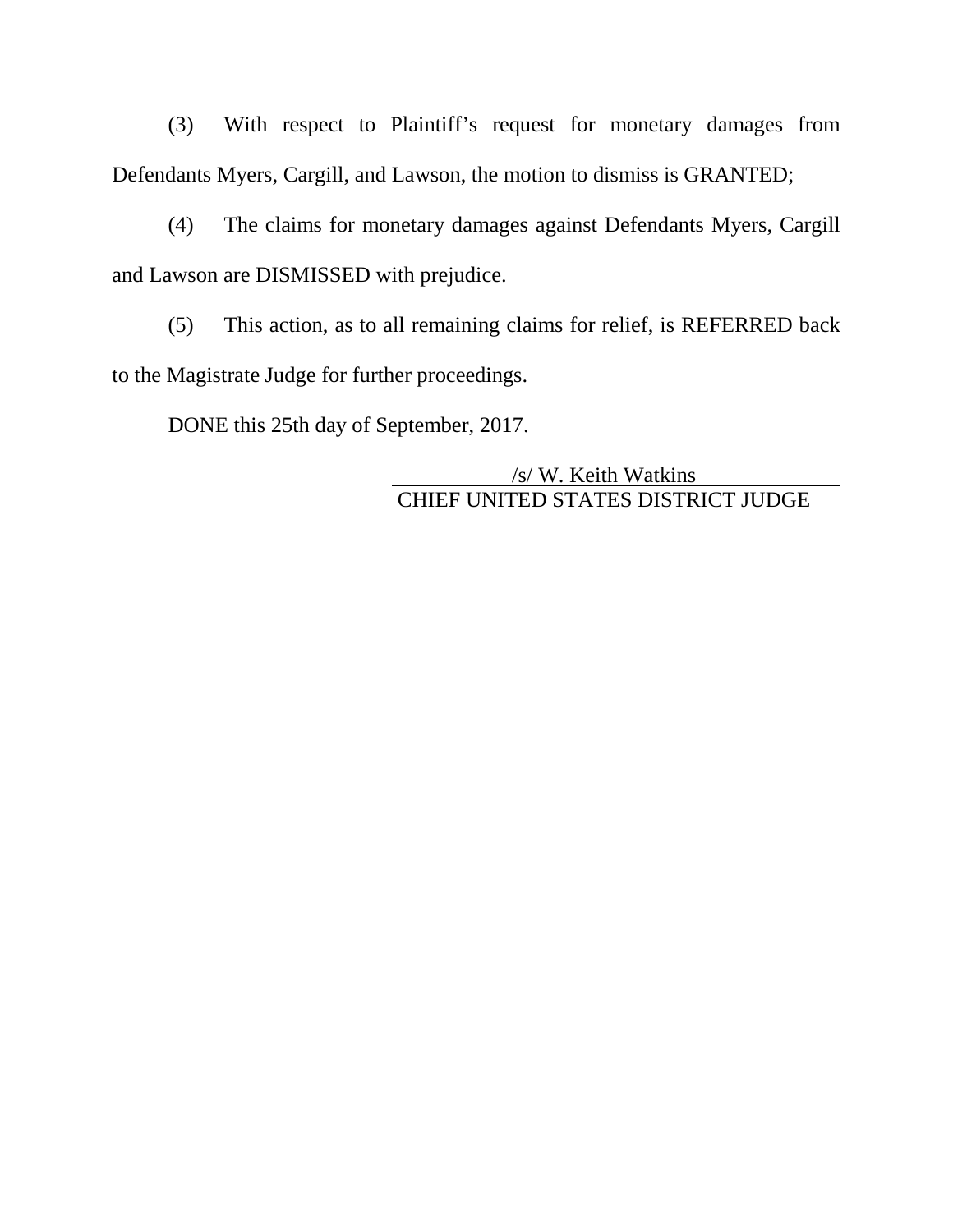(3) With respect to Plaintiff's request for monetary damages from Defendants Myers, Cargill, and Lawson, the motion to dismiss is GRANTED;

(4) The claims for monetary damages against Defendants Myers, Cargill and Lawson are DISMISSED with prejudice.

(5) This action, as to all remaining claims for relief, is REFERRED back to the Magistrate Judge for further proceedings.

DONE this 25th day of September, 2017.

/s/ W. Keith Watkins
CHIEF UNITED STATES DISTRICT JUDGE